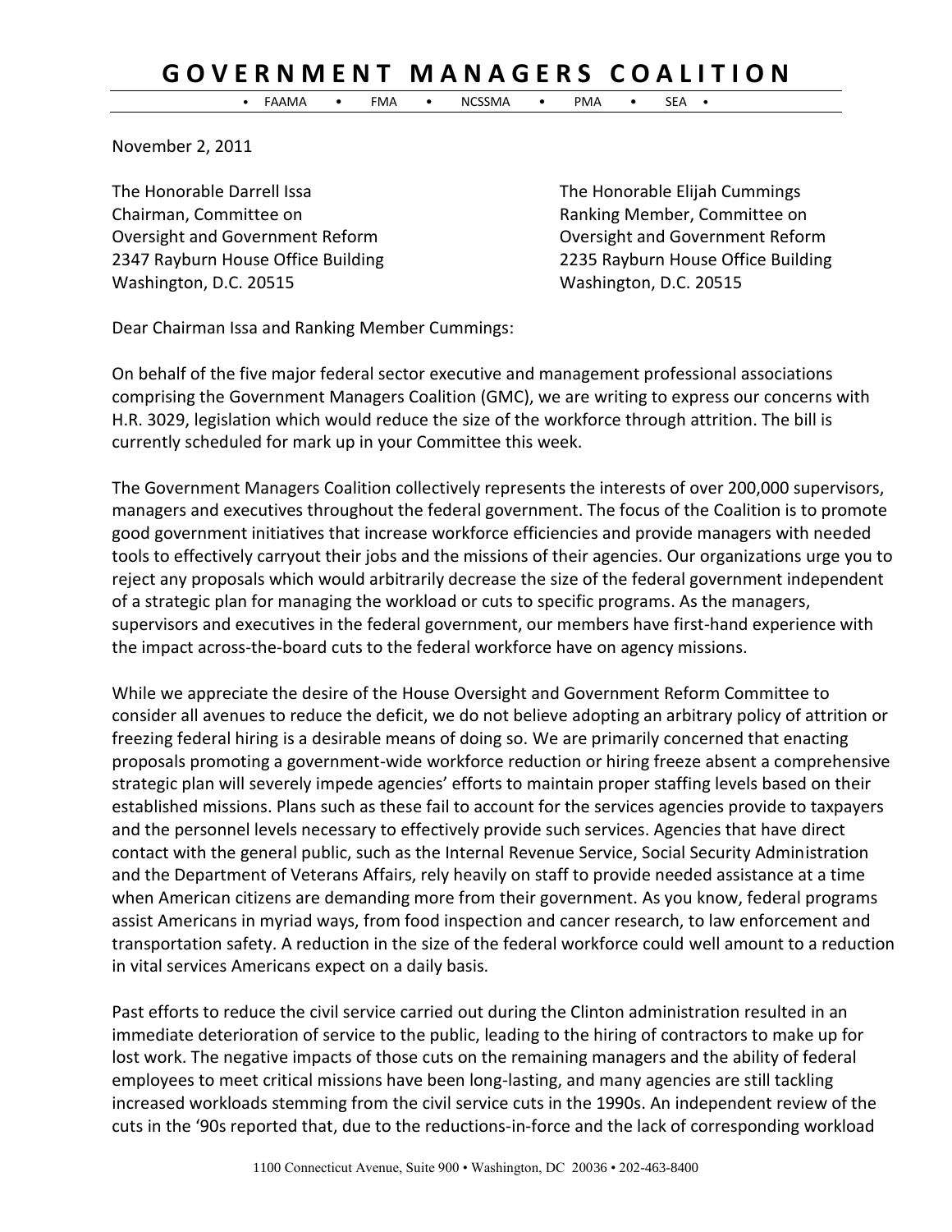# GOVERNMENT MANAGERS COALITION

• FAAMA • FMA • NCSSMA • PMA • SEA •

November 2, 2011

The Honorable Darrell Issa
Chairman, Committee on
Oversight and Government Reform
2347 Rayburn House Office Building
Washington, D.C. 20515

The Honorable Elijah Cummings
Ranking Member, Committee on
Oversight and Government Reform
2235 Rayburn House Office Building
Washington, D.C. 20515

Dear Chairman Issa and Ranking Member Cummings:

On behalf of the five major federal sector executive and management professional associations comprising the Government Managers Coalition (GMC), we are writing to express our concerns with H.R. 3029, legislation which would reduce the size of the workforce through attrition. The bill is currently scheduled for mark up in your Committee this week.

The Government Managers Coalition collectively represents the interests of over 200,000 supervisors, managers and executives throughout the federal government. The focus of the Coalition is to promote good government initiatives that increase workforce efficiencies and provide managers with needed tools to effectively carryout their jobs and the missions of their agencies. Our organizations urge you to reject any proposals which would arbitrarily decrease the size of the federal government independent of a strategic plan for managing the workload or cuts to specific programs. As the managers, supervisors and executives in the federal government, our members have first-hand experience with the impact across-the-board cuts to the federal workforce have on agency missions.

While we appreciate the desire of the House Oversight and Government Reform Committee to consider all avenues to reduce the deficit, we do not believe adopting an arbitrary policy of attrition or freezing federal hiring is a desirable means of doing so. We are primarily concerned that enacting proposals promoting a government-wide workforce reduction or hiring freeze absent a comprehensive strategic plan will severely impede agencies' efforts to maintain proper staffing levels based on their established missions. Plans such as these fail to account for the services agencies provide to taxpayers and the personnel levels necessary to effectively provide such services. Agencies that have direct contact with the general public, such as the Internal Revenue Service, Social Security Administration and the Department of Veterans Affairs, rely heavily on staff to provide needed assistance at a time when American citizens are demanding more from their government. As you know, federal programs assist Americans in myriad ways, from food inspection and cancer research, to law enforcement and transportation safety. A reduction in the size of the federal workforce could well amount to a reduction in vital services Americans expect on a daily basis.

Past efforts to reduce the civil service carried out during the Clinton administration resulted in an immediate deterioration of service to the public, leading to the hiring of contractors to make up for lost work. The negative impacts of those cuts on the remaining managers and the ability of federal employees to meet critical missions have been long-lasting, and many agencies are still tackling increased workloads stemming from the civil service cuts in the 1990s. An independent review of the cuts in the '90s reported that, due to the reductions-in-force and the lack of corresponding workload

1100 Connecticut Avenue, Suite 900 • Washington, DC 20036 • 202-463-8400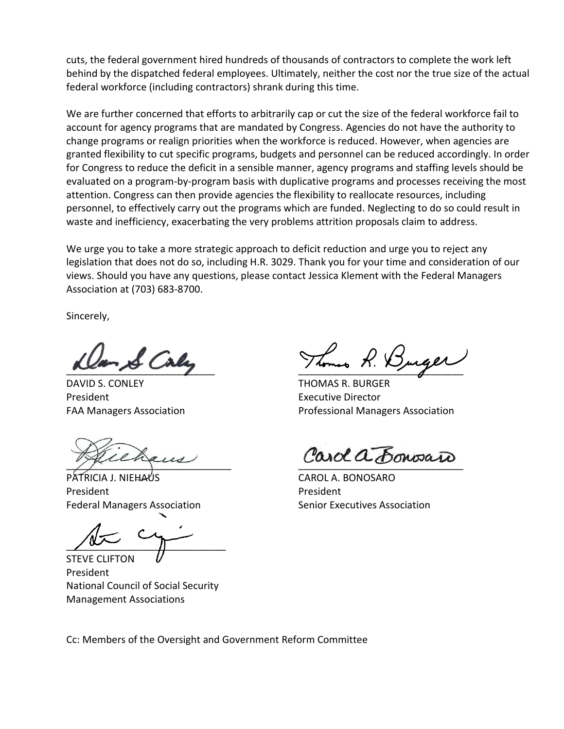cuts, the federal government hired hundreds of thousands of contractors to complete the work left behind by the dispatched federal employees. Ultimately, neither the cost nor the true size of the actual federal workforce (including contractors) shrank during this time.

We are further concerned that efforts to arbitrarily cap or cut the size of the federal workforce fail to account for agency programs that are mandated by Congress. Agencies do not have the authority to change programs or realign priorities when the workforce is reduced. However, when agencies are granted flexibility to cut specific programs, budgets and personnel can be reduced accordingly. In order for Congress to reduce the deficit in a sensible manner, agency programs and staffing levels should be evaluated on a program-by-program basis with duplicative programs and processes receiving the most attention. Congress can then provide agencies the flexibility to reallocate resources, including personnel, to effectively carry out the programs which are funded. Neglecting to do so could result in waste and inefficiency, exacerbating the very problems attrition proposals claim to address.

We urge you to take a more strategic approach to deficit reduction and urge you to reject any legislation that does not do so, including H.R. 3029. Thank you for your time and consideration of our views. Should you have any questions, please contact Jessica Klement with the Federal Managers Association at (703) 683-8700.

Sincerely,

DAVID S. CONLEY
President
FAA Managers Association

THOMAS R. BURGER
Executive Director
Professional Managers Association

PATRICIA J. NIEHAUS
President
Federal Managers Association

CAROL A. BONOSARO
President
Senior Executives Association

STEVE CLIFTON
President
National Council of Social Security Management Associations

Cc: Members of the Oversight and Government Reform Committee